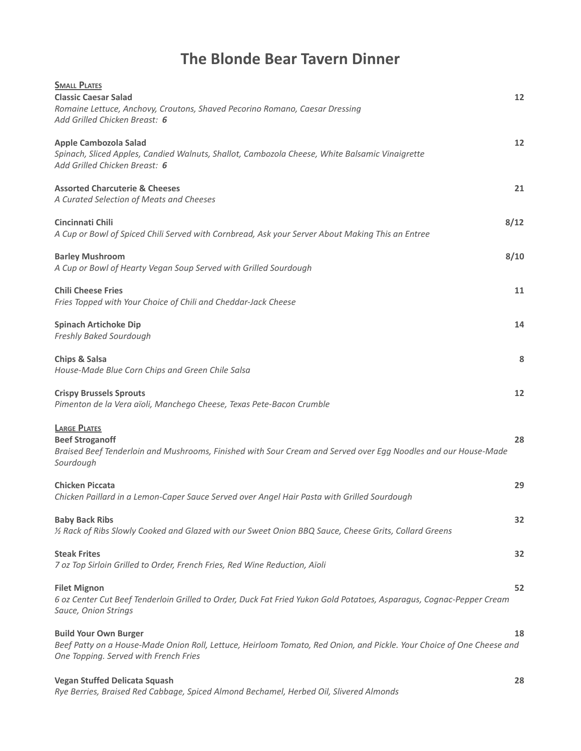# The Blonde Bear Tavern Dinner

## Small Plates

**Classic Caesar Salad** **12**
*Romaine Lettuce, Anchovy, Croutons, Shaved Pecorino Romano, Caesar Dressing*
*Add Grilled Chicken Breast:* ***6***

**Apple Cambozola Salad** **12**
*Spinach, Sliced Apples, Candied Walnuts, Shallot, Cambozola Cheese, White Balsamic Vinaigrette*
*Add Grilled Chicken Breast:* ***6***

**Assorted Charcuterie & Cheeses** **21**
*A Curated Selection of Meats and Cheeses*

**Cincinnati Chili** **8/12**
*A Cup or Bowl of Spiced Chili Served with Cornbread, Ask your Server About Making This an Entree*

**Barley Mushroom** **8/10**
*A Cup or Bowl of Hearty Vegan Soup Served with Grilled Sourdough*

**Chili Cheese Fries** **11**
*Fries Topped with Your Choice of Chili and Cheddar-Jack Cheese*

**Spinach Artichoke Dip** **14**
*Freshly Baked Sourdough*

**Chips & Salsa** **8**
*House-Made Blue Corn Chips and Green Chile Salsa*

**Crispy Brussels Sprouts** **12**
*Pimenton de la Vera aïoli, Manchego Cheese, Texas Pete-Bacon Crumble*

## Large Plates

**Beef Stroganoff** **28**
*Braised Beef Tenderloin and Mushrooms, Finished with Sour Cream and Served over Egg Noodles and our House-Made Sourdough*

**Chicken Piccata** **29**
*Chicken Paillard in a Lemon-Caper Sauce Served over Angel Hair Pasta with Grilled Sourdough*

**Baby Back Ribs** **32**
*½ Rack of Ribs Slowly Cooked and Glazed with our Sweet Onion BBQ Sauce, Cheese Grits, Collard Greens*

**Steak Frites** **32**
*7 oz Top Sirloin Grilled to Order, French Fries, Red Wine Reduction, Aïoli*

**Filet Mignon** **52**
*6 oz Center Cut Beef Tenderloin Grilled to Order, Duck Fat Fried Yukon Gold Potatoes, Asparagus, Cognac-Pepper Cream Sauce, Onion Strings*

**Build Your Own Burger** **18**
*Beef Patty on a House-Made Onion Roll, Lettuce, Heirloom Tomato, Red Onion, and Pickle. Your Choice of One Cheese and One Topping. Served with French Fries*

**Vegan Stuffed Delicata Squash** **28**
*Rye Berries, Braised Red Cabbage, Spiced Almond Bechamel, Herbed Oil, Slivered Almonds*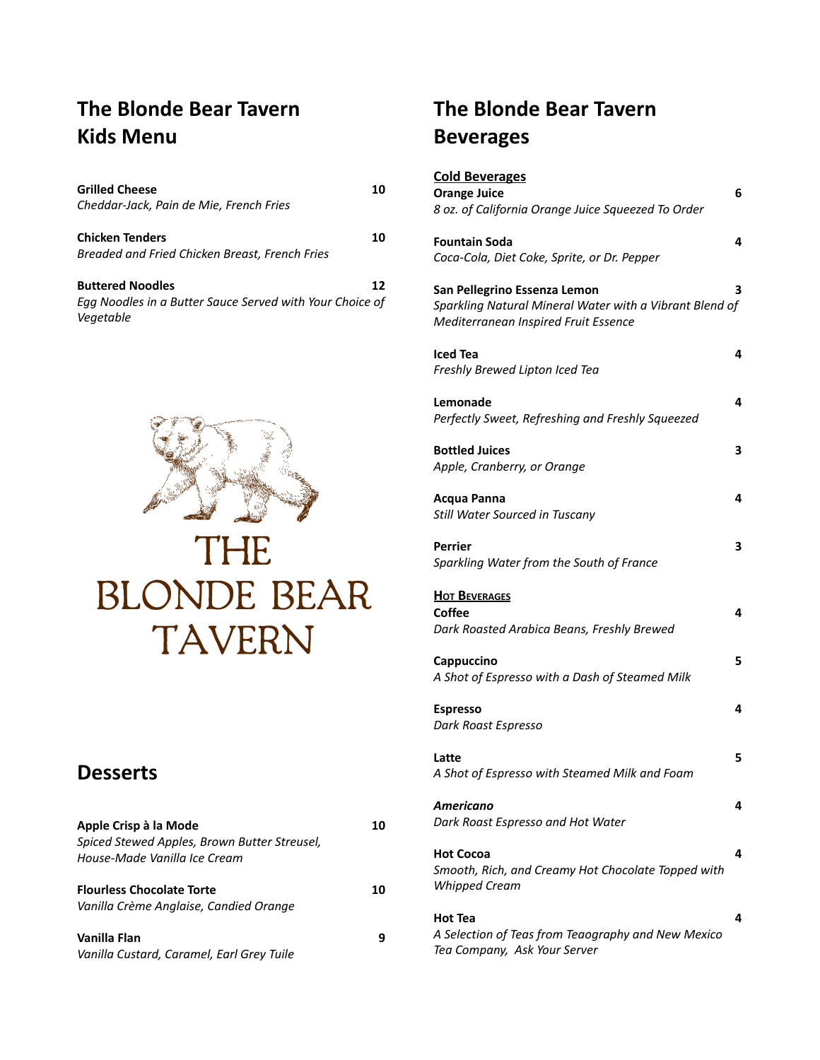# The Blonde Bear Tavern Kids Menu

**Grilled Cheese** 10
*Cheddar-Jack, Pain de Mie, French Fries*

**Chicken Tenders** 10
*Breaded and Fried Chicken Breast, French Fries*

**Buttered Noodles** 12
*Egg Noodles in a Butter Sauce Served with Your Choice of Vegetable*

THE BLONDE BEAR TAVERN

## Desserts

**Apple Crisp à la Mode** 10
*Spiced Stewed Apples, Brown Butter Streusel, House-Made Vanilla Ice Cream*

**Flourless Chocolate Torte** 10
*Vanilla Crème Anglaise, Candied Orange*

**Vanilla Flan** 9
*Vanilla Custard, Caramel, Earl Grey Tuile*

# The Blonde Bear Tavern Beverages

### Cold Beverages

**Orange Juice** 6
*8 oz. of California Orange Juice Squeezed To Order*

**Fountain Soda** 4
*Coca-Cola, Diet Coke, Sprite, or Dr. Pepper*

**San Pellegrino Essenza Lemon** 3
*Sparkling Natural Mineral Water with a Vibrant Blend of Mediterranean Inspired Fruit Essence*

**Iced Tea** 4
*Freshly Brewed Lipton Iced Tea*

**Lemonade** 4
*Perfectly Sweet, Refreshing and Freshly Squeezed*

**Bottled Juices** 3
*Apple, Cranberry, or Orange*

**Acqua Panna** 4
*Still Water Sourced in Tuscany*

**Perrier** 3
*Sparkling Water from the South of France*

### Hot Beverages

**Coffee** 4
*Dark Roasted Arabica Beans, Freshly Brewed*

**Cappuccino** 5
*A Shot of Espresso with a Dash of Steamed Milk*

**Espresso** 4
*Dark Roast Espresso*

**Latte** 5
*A Shot of Espresso with Steamed Milk and Foam*

***Americano*** 4
*Dark Roast Espresso and Hot Water*

**Hot Cocoa** 4
*Smooth, Rich, and Creamy Hot Chocolate Topped with Whipped Cream*

**Hot Tea** 4
*A Selection of Teas from Teaography and New Mexico Tea Company, Ask Your Server*